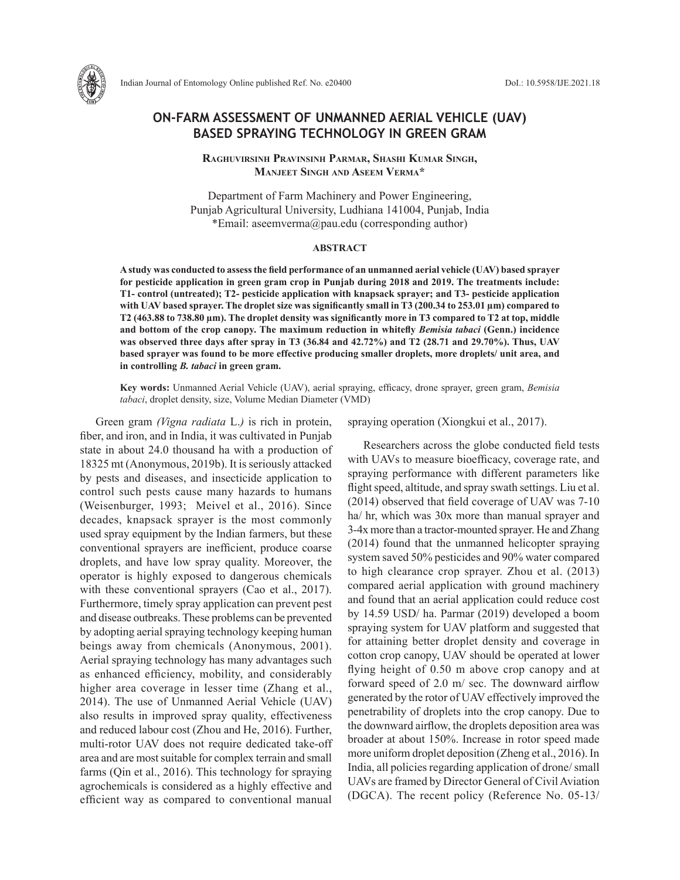# ON-FARM ASSESSMENT OF UNMANNED AERIAL VEHICLE (UAV) BASED SPRAYING TECHNOLOGY IN GREEN GRAM

**Raghuvirsinh Pravinsinh Parmar, Shashi Kumar Singh, Manjeet Singh and Aseem Verma***

Department of Farm Machinery and Power Engineering,
Punjab Agricultural University, Ludhiana 141004, Punjab, India
*Email: aseemverma@pau.edu (corresponding author)

## ABSTRACT

**A study was conducted to assess the field performance of an unmanned aerial vehicle (UAV) based sprayer for pesticide application in green gram crop in Punjab during 2018 and 2019. The treatments include: T1- control (untreated); T2- pesticide application with knapsack sprayer; and T3- pesticide application with UAV based sprayer. The droplet size was significantly small in T3 (200.34 to 253.01 µm) compared to T2 (463.88 to 738.80 µm). The droplet density was significantly more in T3 compared to T2 at top, middle and bottom of the crop canopy. The maximum reduction in whitefly *Bemisia tabaci* (Genn.) incidence was observed three days after spray in T3 (36.84 and 42.72%) and T2 (28.71 and 29.70%). Thus, UAV based sprayer was found to be more effective producing smaller droplets, more droplets/ unit area, and in controlling *B. tabaci* in green gram.**

**Key words:** Unmanned Aerial Vehicle (UAV), aerial spraying, efficacy, drone sprayer, green gram, *Bemisia tabaci*, droplet density, size, Volume Median Diameter (VMD)

Green gram *(Vigna radiata* L.*)* is rich in protein, fiber, and iron, and in India, it was cultivated in Punjab state in about 24.0 thousand ha with a production of 18325 mt (Anonymous, 2019b). It is seriously attacked by pests and diseases, and insecticide application to control such pests cause many hazards to humans (Weisenburger, 1993; Meivel et al., 2016). Since decades, knapsack sprayer is the most commonly used spray equipment by the Indian farmers, but these conventional sprayers are inefficient, produce coarse droplets, and have low spray quality. Moreover, the operator is highly exposed to dangerous chemicals with these conventional sprayers (Cao et al., 2017). Furthermore, timely spray application can prevent pest and disease outbreaks. These problems can be prevented by adopting aerial spraying technology keeping human beings away from chemicals (Anonymous, 2001). Aerial spraying technology has many advantages such as enhanced efficiency, mobility, and considerably higher area coverage in lesser time (Zhang et al., 2014). The use of Unmanned Aerial Vehicle (UAV) also results in improved spray quality, effectiveness and reduced labour cost (Zhou and He, 2016). Further, multi-rotor UAV does not require dedicated take-off area and are most suitable for complex terrain and small farms (Qin et al., 2016). This technology for spraying agrochemicals is considered as a highly effective and efficient way as compared to conventional manual spraying operation (Xiongkui et al., 2017).

Researchers across the globe conducted field tests with UAVs to measure bioefficacy, coverage rate, and spraying performance with different parameters like flight speed, altitude, and spray swath settings. Liu et al. (2014) observed that field coverage of UAV was 7-10 ha/ hr, which was 30x more than manual sprayer and 3-4x more than a tractor-mounted sprayer. He and Zhang (2014) found that the unmanned helicopter spraying system saved 50% pesticides and 90% water compared to high clearance crop sprayer. Zhou et al. (2013) compared aerial application with ground machinery and found that an aerial application could reduce cost by 14.59 USD/ ha. Parmar (2019) developed a boom spraying system for UAV platform and suggested that for attaining better droplet density and coverage in cotton crop canopy, UAV should be operated at lower flying height of 0.50 m above crop canopy and at forward speed of 2.0 m/ sec. The downward airflow generated by the rotor of UAV effectively improved the penetrability of droplets into the crop canopy. Due to the downward airflow, the droplets deposition area was broader at about 150%. Increase in rotor speed made more uniform droplet deposition (Zheng et al., 2016). In India, all policies regarding application of drone/ small UAVs are framed by Director General of Civil Aviation (DGCA). The recent policy (Reference No. 05-13/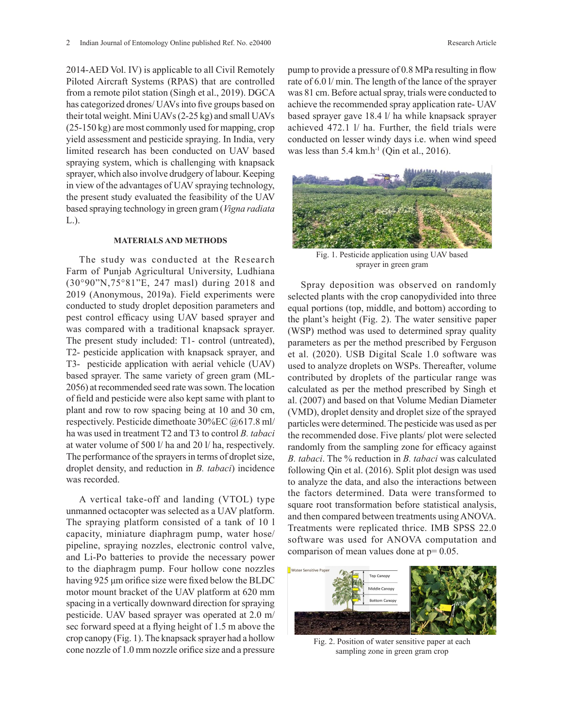2014-AED Vol. IV) is applicable to all Civil Remotely Piloted Aircraft Systems (RPAS) that are controlled from a remote pilot station (Singh et al., 2019). DGCA has categorized drones/ UAVs into five groups based on their total weight. Mini UAVs (2-25 kg) and small UAVs (25-150 kg) are most commonly used for mapping, crop yield assessment and pesticide spraying. In India, very limited research has been conducted on UAV based spraying system, which is challenging with knapsack sprayer, which also involve drudgery of labour. Keeping in view of the advantages of UAV spraying technology, the present study evaluated the feasibility of the UAV based spraying technology in green gram (*Vigna radiata* L.).

## MATERIALS AND METHODS

The study was conducted at the Research Farm of Punjab Agricultural University, Ludhiana (30°90"N,75°81"E, 247 masl) during 2018 and 2019 (Anonymous, 2019a). Field experiments were conducted to study droplet deposition parameters and pest control efficacy using UAV based sprayer and was compared with a traditional knapsack sprayer. The present study included: T1- control (untreated), T2- pesticide application with knapsack sprayer, and T3- pesticide application with aerial vehicle (UAV) based sprayer. The same variety of green gram (ML-2056) at recommended seed rate was sown. The location of field and pesticide were also kept same with plant to plant and row to row spacing being at 10 and 30 cm, respectively. Pesticide dimethoate 30%EC @617.8 ml/ ha was used in treatment T2 and T3 to control *B. tabaci* at water volume of 500 l/ ha and 20 l/ ha, respectively. The performance of the sprayers in terms of droplet size, droplet density, and reduction in *B. tabaci*) incidence was recorded.

A vertical take-off and landing (VTOL) type unmanned octacopter was selected as a UAV platform. The spraying platform consisted of a tank of 10 l capacity, miniature diaphragm pump, water hose/ pipeline, spraying nozzles, electronic control valve, and Li-Po batteries to provide the necessary power to the diaphragm pump. Four hollow cone nozzles having 925 µm orifice size were fixed below the BLDC motor mount bracket of the UAV platform at 620 mm spacing in a vertically downward direction for spraying pesticide. UAV based sprayer was operated at 2.0 m/ sec forward speed at a flying height of 1.5 m above the crop canopy (Fig. 1). The knapsack sprayer had a hollow cone nozzle of 1.0 mm nozzle orifice size and a pressure pump to provide a pressure of 0.8 MPa resulting in flow rate of 6.0 l/ min. The length of the lance of the sprayer was 81 cm. Before actual spray, trials were conducted to achieve the recommended spray application rate- UAV based sprayer gave 18.4 l/ ha while knapsack sprayer achieved 472.1 l/ ha. Further, the field trials were conducted on lesser windy days i.e. when wind speed was less than 5.4 km.h$^{-1}$ (Qin et al., 2016).

Fig. 1. Pesticide application using UAV based sprayer in green gram

Spray deposition was observed on randomly selected plants with the crop canopydivided into three equal portions (top, middle, and bottom) according to the plant's height (Fig. 2). The water sensitive paper (WSP) method was used to determined spray quality parameters as per the method prescribed by Ferguson et al. (2020). USB Digital Scale 1.0 software was used to analyze droplets on WSPs. Thereafter, volume contributed by droplets of the particular range was calculated as per the method prescribed by Singh et al. (2007) and based on that Volume Median Diameter (VMD), droplet density and droplet size of the sprayed particles were determined. The pesticide was used as per the recommended dose. Five plants/ plot were selected randomly from the sampling zone for efficacy against *B. tabaci*. The % reduction in *B. tabaci* was calculated following Qin et al. (2016). Split plot design was used to analyze the data, and also the interactions between the factors determined. Data were transformed to square root transformation before statistical analysis, and then compared between treatments using ANOVA. Treatments were replicated thrice. IMB SPSS 22.0 software was used for ANOVA computation and comparison of mean values done at p= 0.05.

Fig. 2. Position of water sensitive paper at each sampling zone in green gram crop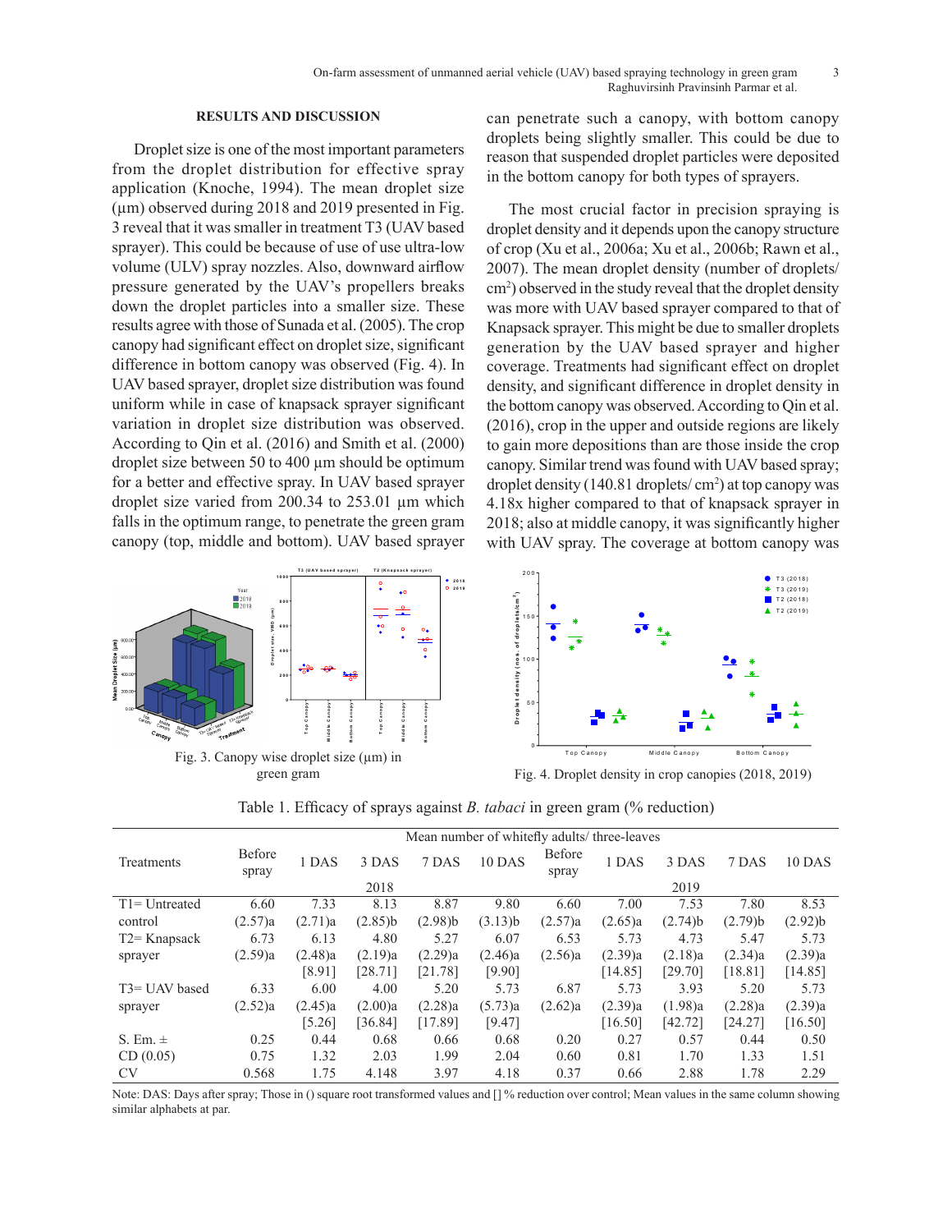## RESULTS AND DISCUSSION

Droplet size is one of the most important parameters from the droplet distribution for effective spray application (Knoche, 1994). The mean droplet size (µm) observed during 2018 and 2019 presented in Fig. 3 reveal that it was smaller in treatment T3 (UAV based sprayer). This could be because of use of use ultra-low volume (ULV) spray nozzles. Also, downward airflow pressure generated by the UAV's propellers breaks down the droplet particles into a smaller size. These results agree with those of Sunada et al. (2005). The crop canopy had significant effect on droplet size, significant difference in bottom canopy was observed (Fig. 4). In UAV based sprayer, droplet size distribution was found uniform while in case of knapsack sprayer significant variation in droplet size distribution was observed. According to Qin et al. (2016) and Smith et al. (2000) droplet size between 50 to 400 µm should be optimum for a better and effective spray. In UAV based sprayer droplet size varied from 200.34 to 253.01 µm which falls in the optimum range, to penetrate the green gram canopy (top, middle and bottom). UAV based sprayer can penetrate such a canopy, with bottom canopy droplets being slightly smaller. This could be due to reason that suspended droplet particles were deposited in the bottom canopy for both types of sprayers.

The most crucial factor in precision spraying is droplet density and it depends upon the canopy structure of crop (Xu et al., 2006a; Xu et al., 2006b; Rawn et al., 2007). The mean droplet density (number of droplets/ cm$^2$) observed in the study reveal that the droplet density was more with UAV based sprayer compared to that of Knapsack sprayer. This might be due to smaller droplets generation by the UAV based sprayer and higher coverage. Treatments had significant effect on droplet density, and significant difference in droplet density in the bottom canopy was observed. According to Qin et al. (2016), crop in the upper and outside regions are likely to gain more depositions than are those inside the crop canopy. Similar trend was found with UAV based spray; droplet density (140.81 droplets/ cm$^2$) at top canopy was 4.18x higher compared to that of knapsack sprayer in 2018; also at middle canopy, it was significantly higher with UAV spray. The coverage at bottom canopy was

Fig. 3. Canopy wise droplet size (µm) in green gram

Fig. 4. Droplet density in crop canopies (2018, 2019)

Table 1. Efficacy of sprays against *B. tabaci* in green gram (% reduction)

| Treatments | Mean number of whitefly adults/ three-leaves | | | | | | | | | |
|---|---|---|---|---|---|---|---|---|---|---|
| | Before spray | 1 DAS | 3 DAS | 7 DAS | 10 DAS | Before spray | 1 DAS | 3 DAS | 7 DAS | 10 DAS |
| | 2018 | | | | | 2019 | | | | |
| T1= Untreated control | 6.60 (2.57)a | 7.33 (2.71)a | 8.13 (2.85)b | 8.87 (2.98)b | 9.80 (3.13)b | 6.60 (2.57)a | 7.00 (2.65)a | 7.53 (2.74)b | 7.80 (2.79)b | 8.53 (2.92)b |
| T2= Knapsack sprayer | 6.73 (2.59)a | 6.13 (2.48)a [8.91] | 4.80 (2.19)a [28.71] | 5.27 (2.29)a [21.78] | 6.07 (2.46)a [9.90] | 6.53 (2.56)a | 5.73 (2.39)a [14.85] | 4.73 (2.18)a [29.70] | 5.47 (2.34)a [18.81] | 5.73 (2.39)a [14.85] |
| T3= UAV based sprayer | 6.33 (2.52)a | 6.00 (2.45)a [5.26] | 4.00 (2.00)a [36.84] | 5.20 (2.28)a [17.89] | 5.73 (5.73)a [9.47] | 6.87 (2.62)a | 5.73 (2.39)a [16.50] | 3.93 (1.98)a [42.72] | 5.20 (2.28)a [24.27] | 5.73 (2.39)a [16.50] |
| S. Em. ± | 0.25 | 0.44 | 0.68 | 0.66 | 0.68 | 0.20 | 0.27 | 0.57 | 0.44 | 0.50 |
| CD (0.05) | 0.75 | 1.32 | 2.03 | 1.99 | 2.04 | 0.60 | 0.81 | 1.70 | 1.33 | 1.51 |
| CV | 0.568 | 1.75 | 4.148 | 3.97 | 4.18 | 0.37 | 0.66 | 2.88 | 1.78 | 2.29 |

Note: DAS: Days after spray; Those in () square root transformed values and [] % reduction over control; Mean values in the same column showing similar alphabets at par.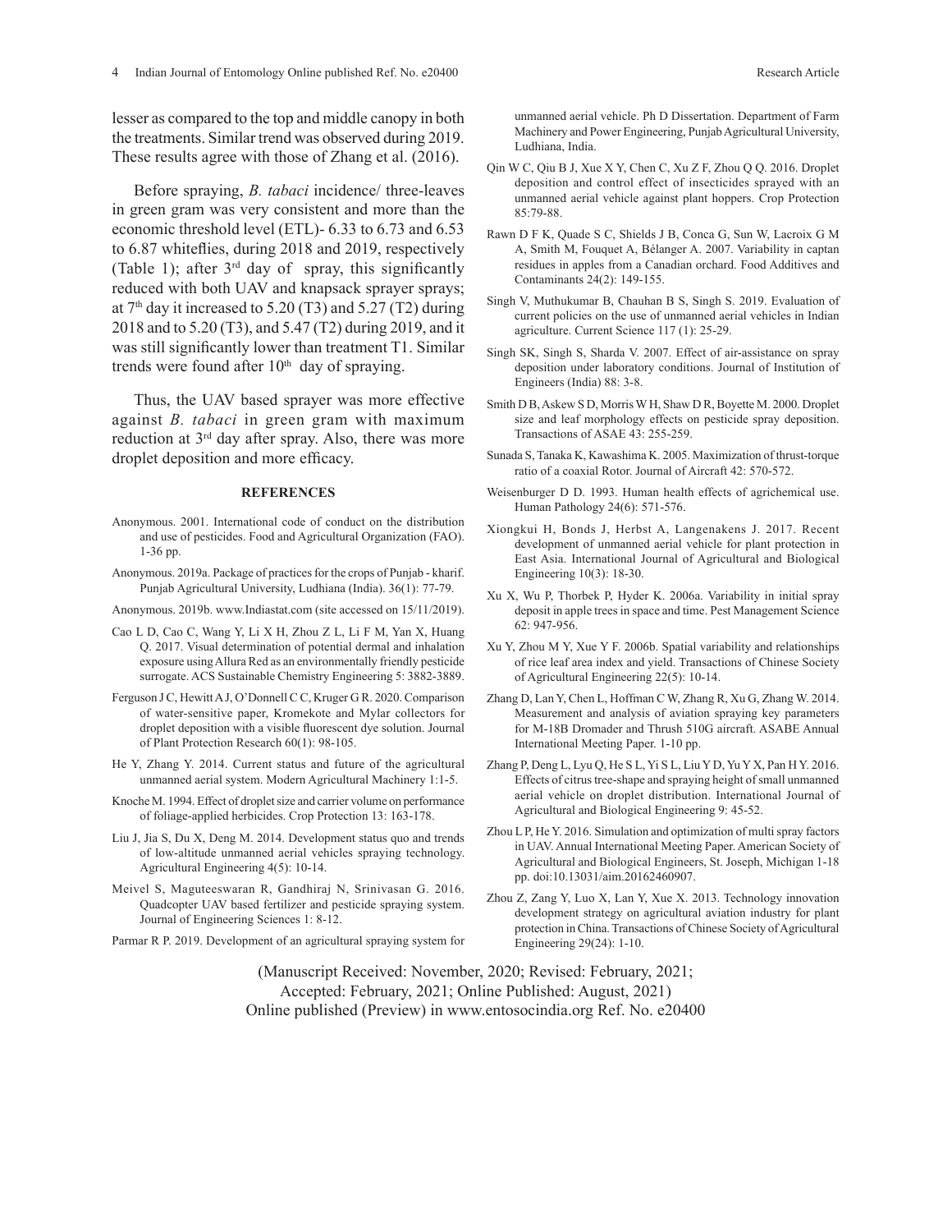lesser as compared to the top and middle canopy in both the treatments. Similar trend was observed during 2019. These results agree with those of Zhang et al. (2016).

Before spraying, *B. tabaci* incidence/ three-leaves in green gram was very consistent and more than the economic threshold level (ETL)- 6.33 to 6.73 and 6.53 to 6.87 whiteflies, during 2018 and 2019, respectively (Table 1); after 3rd day of spray, this significantly reduced with both UAV and knapsack sprayer sprays; at 7th day it increased to 5.20 (T3) and 5.27 (T2) during 2018 and to 5.20 (T3), and 5.47 (T2) during 2019, and it was still significantly lower than treatment T1. Similar trends were found after 10th day of spraying.

Thus, the UAV based sprayer was more effective against *B. tabaci* in green gram with maximum reduction at 3rd day after spray. Also, there was more droplet deposition and more efficacy.

## REFERENCES

Anonymous. 2001. International code of conduct on the distribution and use of pesticides. Food and Agricultural Organization (FAO). 1-36 pp.

Anonymous. 2019a. Package of practices for the crops of Punjab - kharif. Punjab Agricultural University, Ludhiana (India). 36(1): 77-79.

Anonymous. 2019b. www.Indiastat.com (site accessed on 15/11/2019).

Cao L D, Cao C, Wang Y, Li X H, Zhou Z L, Li F M, Yan X, Huang Q. 2017. Visual determination of potential dermal and inhalation exposure using Allura Red as an environmentally friendly pesticide surrogate. ACS Sustainable Chemistry Engineering 5: 3882-3889.

Ferguson J C, Hewitt A J, O'Donnell C C, Kruger G R. 2020. Comparison of water-sensitive paper, Kromekote and Mylar collectors for droplet deposition with a visible fluorescent dye solution. Journal of Plant Protection Research 60(1): 98-105.

He Y, Zhang Y. 2014. Current status and future of the agricultural unmanned aerial system. Modern Agricultural Machinery 1:1-5.

Knoche M. 1994. Effect of droplet size and carrier volume on performance of foliage-applied herbicides. Crop Protection 13: 163-178.

Liu J, Jia S, Du X, Deng M. 2014. Development status quo and trends of low-altitude unmanned aerial vehicles spraying technology. Agricultural Engineering 4(5): 10-14.

Meivel S, Maguteeswaran R, Gandhiraj N, Srinivasan G. 2016. Quadcopter UAV based fertilizer and pesticide spraying system. Journal of Engineering Sciences 1: 8-12.

Parmar R P. 2019. Development of an agricultural spraying system for unmanned aerial vehicle. Ph D Dissertation. Department of Farm Machinery and Power Engineering, Punjab Agricultural University, Ludhiana, India.

Qin W C, Qiu B J, Xue X Y, Chen C, Xu Z F, Zhou Q Q. 2016. Droplet deposition and control effect of insecticides sprayed with an unmanned aerial vehicle against plant hoppers. Crop Protection 85:79-88.

Rawn D F K, Quade S C, Shields J B, Conca G, Sun W, Lacroix G M A, Smith M, Fouquet A, Bélanger A. 2007. Variability in captan residues in apples from a Canadian orchard. Food Additives and Contaminants 24(2): 149-155.

Singh V, Muthukumar B, Chauhan B S, Singh S. 2019. Evaluation of current policies on the use of unmanned aerial vehicles in Indian agriculture. Current Science 117 (1): 25-29.

Singh SK, Singh S, Sharda V. 2007. Effect of air-assistance on spray deposition under laboratory conditions. Journal of Institution of Engineers (India) 88: 3-8.

Smith D B, Askew S D, Morris W H, Shaw D R, Boyette M. 2000. Droplet size and leaf morphology effects on pesticide spray deposition. Transactions of ASAE 43: 255-259.

Sunada S, Tanaka K, Kawashima K. 2005. Maximization of thrust-torque ratio of a coaxial Rotor. Journal of Aircraft 42: 570-572.

Weisenburger D D. 1993. Human health effects of agrichemical use. Human Pathology 24(6): 571-576.

Xiongkui H, Bonds J, Herbst A, Langenakens J. 2017. Recent development of unmanned aerial vehicle for plant protection in East Asia. International Journal of Agricultural and Biological Engineering 10(3): 18-30.

Xu X, Wu P, Thorbek P, Hyder K. 2006a. Variability in initial spray deposit in apple trees in space and time. Pest Management Science 62: 947-956.

Xu Y, Zhou M Y, Xue Y F. 2006b. Spatial variability and relationships of rice leaf area index and yield. Transactions of Chinese Society of Agricultural Engineering 22(5): 10-14.

Zhang D, Lan Y, Chen L, Hoffman C W, Zhang R, Xu G, Zhang W. 2014. Measurement and analysis of aviation spraying key parameters for M-18B Dromader and Thrush 510G aircraft. ASABE Annual International Meeting Paper. 1-10 pp.

Zhang P, Deng L, Lyu Q, He S L, Yi S L, Liu Y D, Yu Y X, Pan H Y. 2016. Effects of citrus tree-shape and spraying height of small unmanned aerial vehicle on droplet distribution. International Journal of Agricultural and Biological Engineering 9: 45-52.

Zhou L P, He Y. 2016. Simulation and optimization of multi spray factors in UAV. Annual International Meeting Paper. American Society of Agricultural and Biological Engineers, St. Joseph, Michigan 1-18 pp. doi:10.13031/aim.20162460907.

Zhou Z, Zang Y, Luo X, Lan Y, Xue X. 2013. Technology innovation development strategy on agricultural aviation industry for plant protection in China. Transactions of Chinese Society of Agricultural Engineering 29(24): 1-10.

(Manuscript Received: November, 2020; Revised: February, 2021; Accepted: February, 2021; Online Published: August, 2021)
Online published (Preview) in www.entosocindia.org Ref. No. e20400